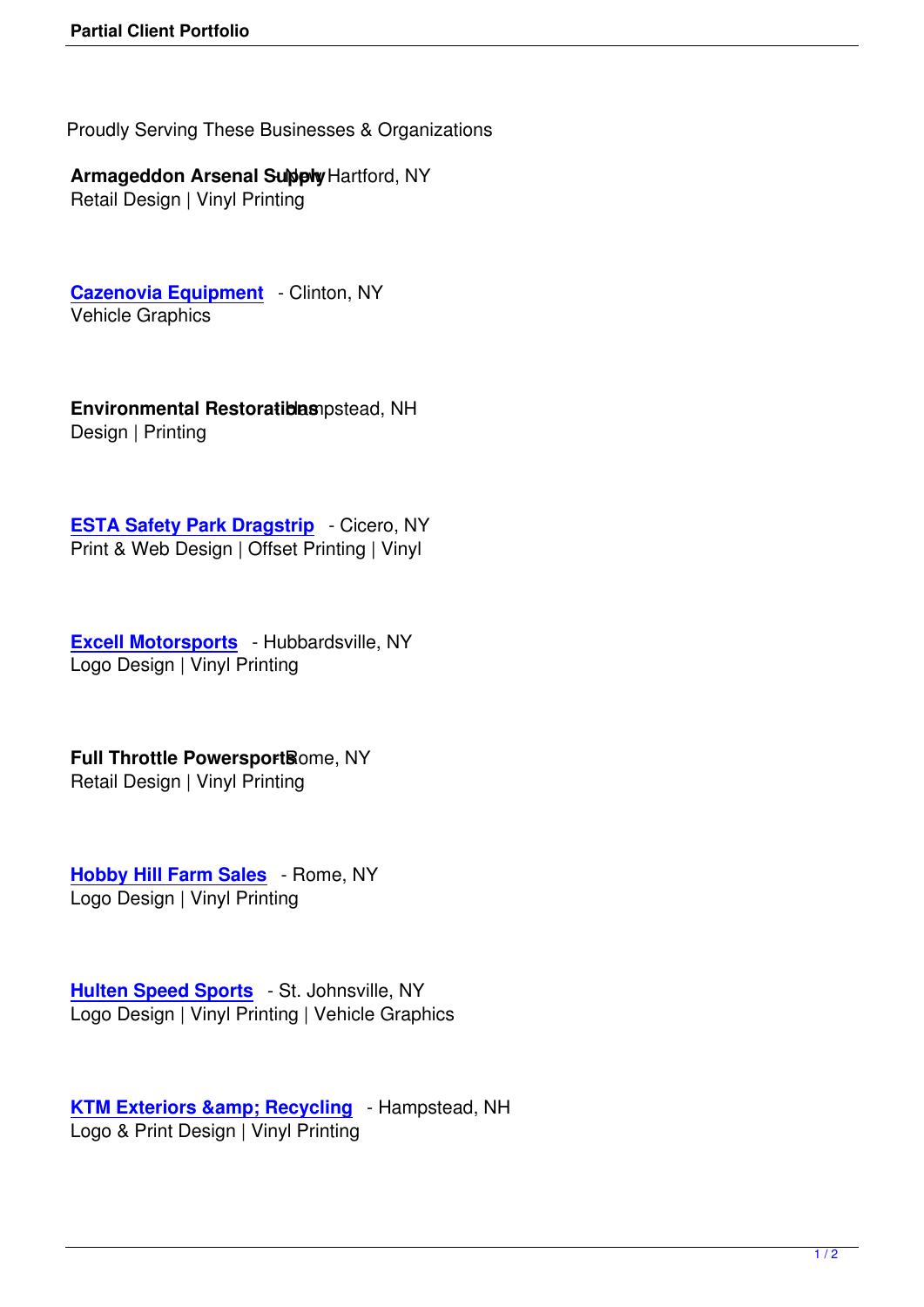Proudly Serving These Businesses & Organizations

**Armageddon Arsenal Supply** - New Hartford, NY
Retail Design | Vinyl Printing

**Cazenovia Equipment** - Clinton, NY
Vehicle Graphics

**Environmental Restorations** - Hampstead, NH
Design | Printing

**ESTA Safety Park Dragstrip** - Cicero, NY
Print & Web Design | Offset Printing | Vinyl

**Excell Motorsports** - Hubbardsville, NY
Logo Design | Vinyl Printing

**Full Throttle Powersports** - Rome, NY
Retail Design | Vinyl Printing

**Hobby Hill Farm Sales** - Rome, NY
Logo Design | Vinyl Printing

**Hulten Speed Sports** - St. Johnsville, NY
Logo Design | Vinyl Printing | Vehicle Graphics

**KTM Exteriors &amp; Recycling** - Hampstead, NH
Logo & Print Design | Vinyl Printing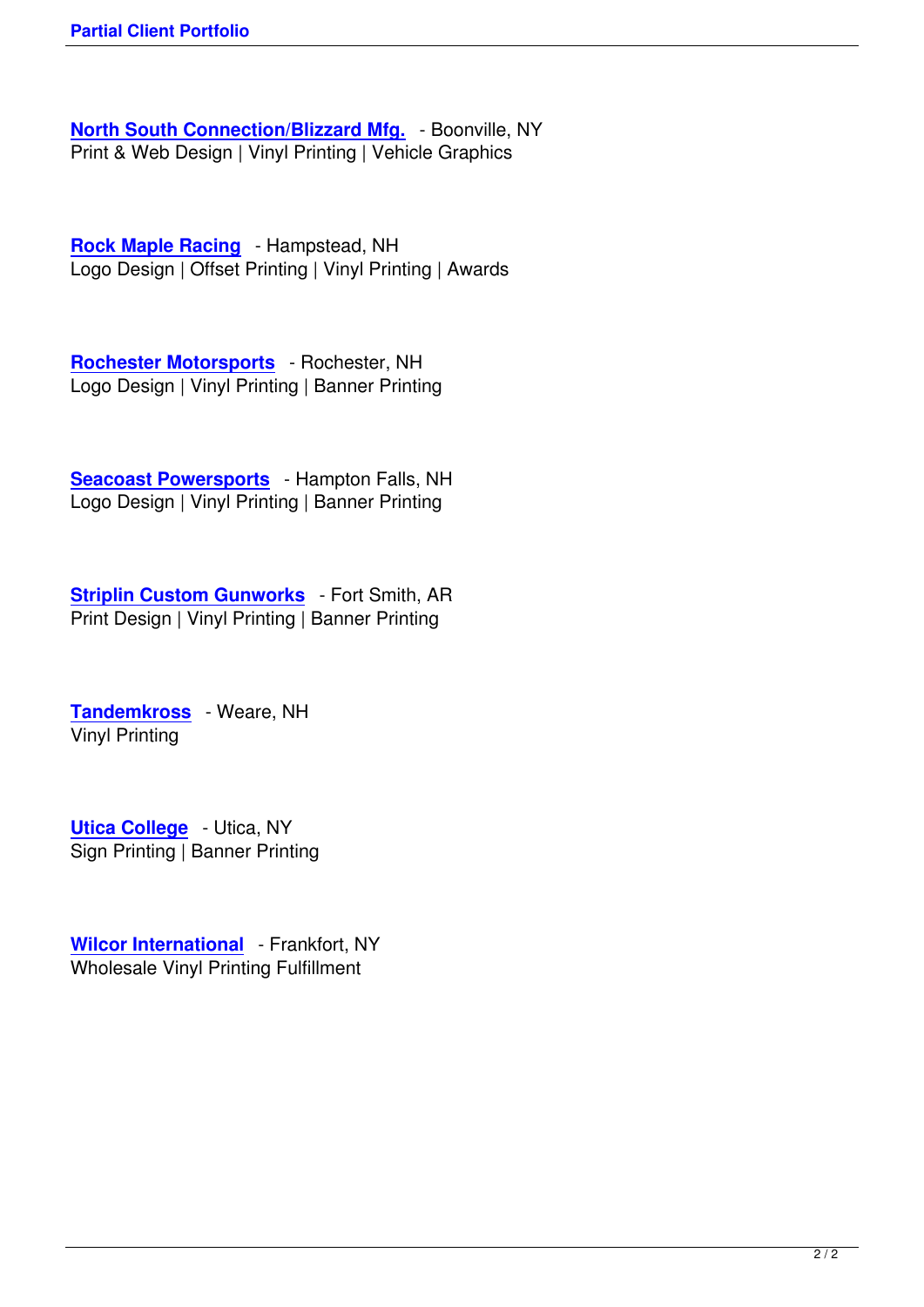**North South Connection/Blizzard Mfg.** - Boonville, NY
Print & Web Design | Vinyl Printing | Vehicle Graphics

**Rock Maple Racing** - Hampstead, NH
Logo Design | Offset Printing | Vinyl Printing | Awards

**Rochester Motorsports** - Rochester, NH
Logo Design | Vinyl Printing | Banner Printing

**Seacoast Powersports** - Hampton Falls, NH
Logo Design | Vinyl Printing | Banner Printing

**Striplin Custom Gunworks** - Fort Smith, AR
Print Design | Vinyl Printing | Banner Printing

**Tandemkross** - Weare, NH
Vinyl Printing

**Utica College** - Utica, NY
Sign Printing | Banner Printing

**Wilcor International** - Frankfort, NY
Wholesale Vinyl Printing Fulfillment